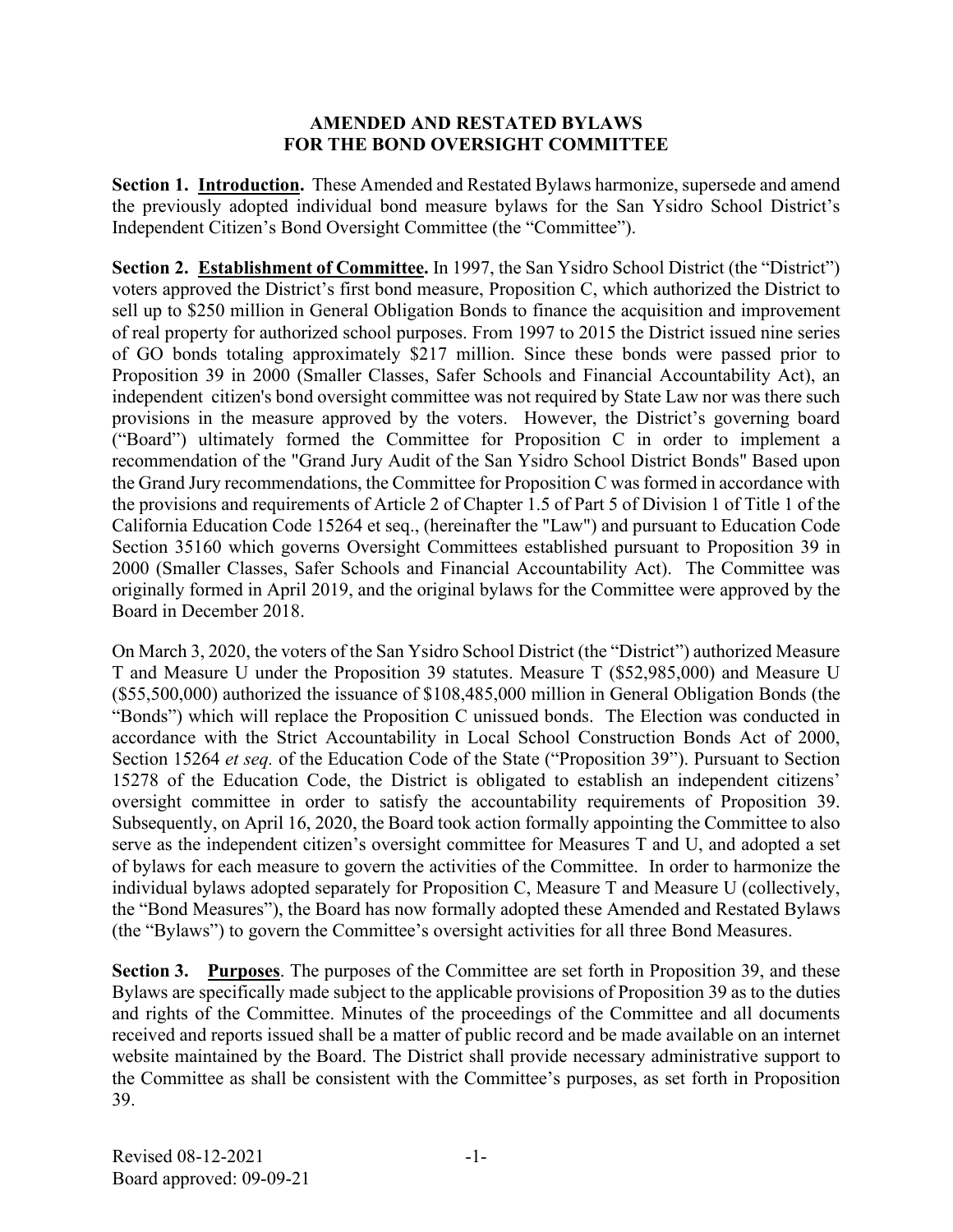# AMENDED AND RESTATED BYLAWS FOR THE BOND OVERSIGHT COMMITTEE

**Section 1. Introduction.** These Amended and Restated Bylaws harmonize, supersede and amend the previously adopted individual bond measure bylaws for the San Ysidro School District's Independent Citizen's Bond Oversight Committee (the "Committee").

**Section 2. Establishment of Committee.** In 1997, the San Ysidro School District (the "District") voters approved the District's first bond measure, Proposition C, which authorized the District to sell up to $250 million in General Obligation Bonds to finance the acquisition and improvement of real property for authorized school purposes. From 1997 to 2015 the District issued nine series of GO bonds totaling approximately $217 million. Since these bonds were passed prior to Proposition 39 in 2000 (Smaller Classes, Safer Schools and Financial Accountability Act), an independent citizen's bond oversight committee was not required by State Law nor was there such provisions in the measure approved by the voters. However, the District's governing board ("Board") ultimately formed the Committee for Proposition C in order to implement a recommendation of the "Grand Jury Audit of the San Ysidro School District Bonds" Based upon the Grand Jury recommendations, the Committee for Proposition C was formed in accordance with the provisions and requirements of Article 2 of Chapter 1.5 of Part 5 of Division 1 of Title 1 of the California Education Code 15264 et seq., (hereinafter the "Law") and pursuant to Education Code Section 35160 which governs Oversight Committees established pursuant to Proposition 39 in 2000 (Smaller Classes, Safer Schools and Financial Accountability Act). The Committee was originally formed in April 2019, and the original bylaws for the Committee were approved by the Board in December 2018.

On March 3, 2020, the voters of the San Ysidro School District (the "District") authorized Measure T and Measure U under the Proposition 39 statutes. Measure T ($52,985,000) and Measure U ($55,500,000) authorized the issuance of $108,485,000 million in General Obligation Bonds (the "Bonds") which will replace the Proposition C unissued bonds. The Election was conducted in accordance with the Strict Accountability in Local School Construction Bonds Act of 2000, Section 15264 *et seq.* of the Education Code of the State ("Proposition 39"). Pursuant to Section 15278 of the Education Code, the District is obligated to establish an independent citizens' oversight committee in order to satisfy the accountability requirements of Proposition 39. Subsequently, on April 16, 2020, the Board took action formally appointing the Committee to also serve as the independent citizen's oversight committee for Measures T and U, and adopted a set of bylaws for each measure to govern the activities of the Committee. In order to harmonize the individual bylaws adopted separately for Proposition C, Measure T and Measure U (collectively, the "Bond Measures"), the Board has now formally adopted these Amended and Restated Bylaws (the "Bylaws") to govern the Committee's oversight activities for all three Bond Measures.

**Section 3. Purposes.** The purposes of the Committee are set forth in Proposition 39, and these Bylaws are specifically made subject to the applicable provisions of Proposition 39 as to the duties and rights of the Committee. Minutes of the proceedings of the Committee and all documents received and reports issued shall be a matter of public record and be made available on an internet website maintained by the Board. The District shall provide necessary administrative support to the Committee as shall be consistent with the Committee's purposes, as set forth in Proposition 39.

Revised 08-12-2021
Board approved: 09-09-21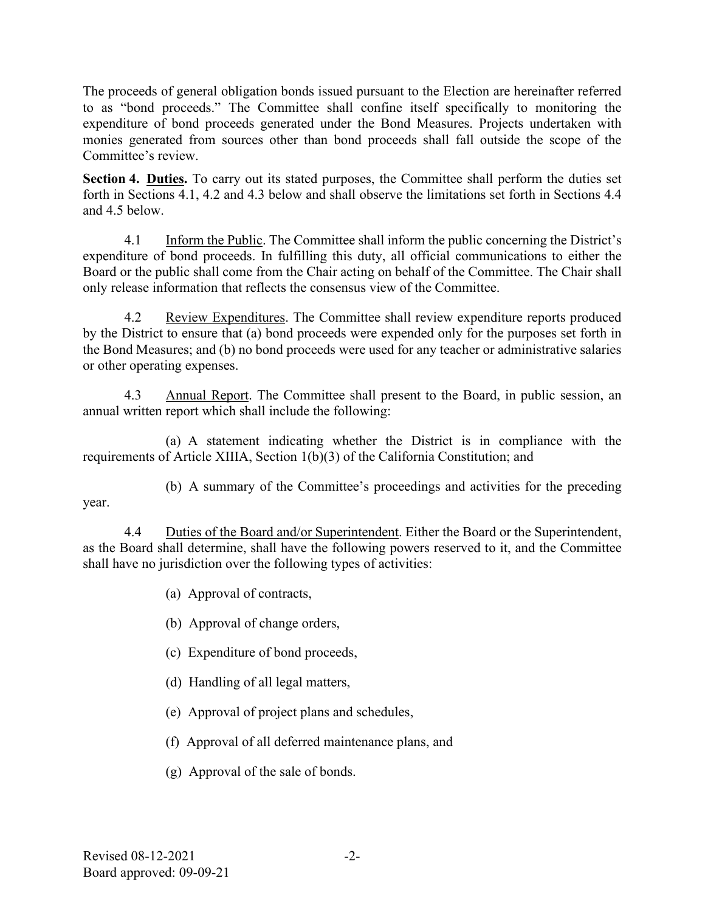The proceeds of general obligation bonds issued pursuant to the Election are hereinafter referred to as "bond proceeds." The Committee shall confine itself specifically to monitoring the expenditure of bond proceeds generated under the Bond Measures. Projects undertaken with monies generated from sources other than bond proceeds shall fall outside the scope of the Committee's review.

**Section 4. <u>Duties</u>.** To carry out its stated purposes, the Committee shall perform the duties set forth in Sections 4.1, 4.2 and 4.3 below and shall observe the limitations set forth in Sections 4.4 and 4.5 below.

4.1 <u>Inform the Public</u>. The Committee shall inform the public concerning the District's expenditure of bond proceeds. In fulfilling this duty, all official communications to either the Board or the public shall come from the Chair acting on behalf of the Committee. The Chair shall only release information that reflects the consensus view of the Committee.

4.2 <u>Review Expenditures</u>. The Committee shall review expenditure reports produced by the District to ensure that (a) bond proceeds were expended only for the purposes set forth in the Bond Measures; and (b) no bond proceeds were used for any teacher or administrative salaries or other operating expenses.

4.3 <u>Annual Report</u>. The Committee shall present to the Board, in public session, an annual written report which shall include the following:

(a) A statement indicating whether the District is in compliance with the requirements of Article XIIIA, Section 1(b)(3) of the California Constitution; and

(b) A summary of the Committee's proceedings and activities for the preceding year.

4.4 <u>Duties of the Board and/or Superintendent</u>. Either the Board or the Superintendent, as the Board shall determine, shall have the following powers reserved to it, and the Committee shall have no jurisdiction over the following types of activities:

(a) Approval of contracts,

(b) Approval of change orders,

(c) Expenditure of bond proceeds,

(d) Handling of all legal matters,

(e) Approval of project plans and schedules,

(f) Approval of all deferred maintenance plans, and

(g) Approval of the sale of bonds.

Revised 08-12-2021
Board approved: 09-09-21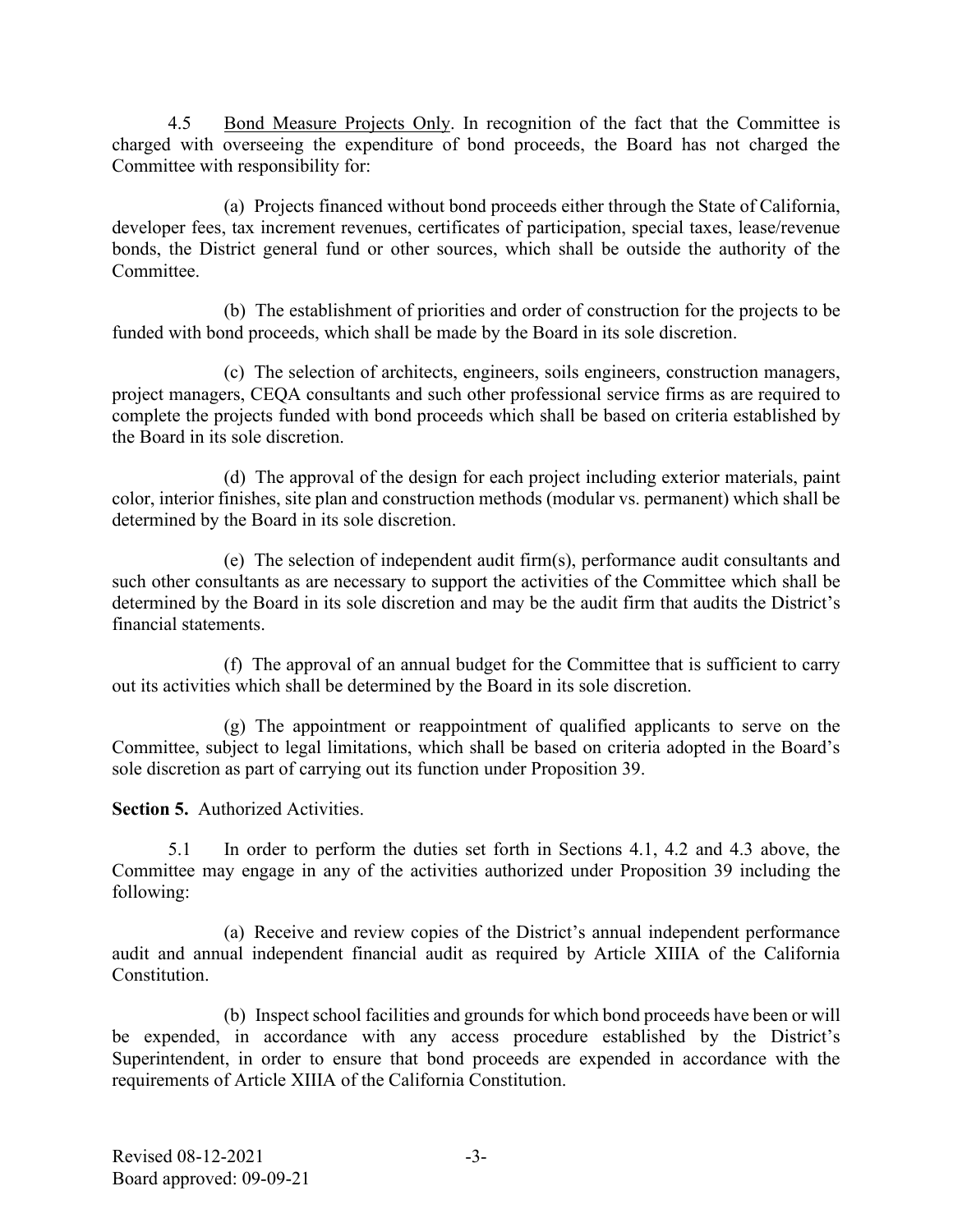4.5 Bond Measure Projects Only. In recognition of the fact that the Committee is charged with overseeing the expenditure of bond proceeds, the Board has not charged the Committee with responsibility for:

(a) Projects financed without bond proceeds either through the State of California, developer fees, tax increment revenues, certificates of participation, special taxes, lease/revenue bonds, the District general fund or other sources, which shall be outside the authority of the Committee.

(b) The establishment of priorities and order of construction for the projects to be funded with bond proceeds, which shall be made by the Board in its sole discretion.

(c) The selection of architects, engineers, soils engineers, construction managers, project managers, CEQA consultants and such other professional service firms as are required to complete the projects funded with bond proceeds which shall be based on criteria established by the Board in its sole discretion.

(d) The approval of the design for each project including exterior materials, paint color, interior finishes, site plan and construction methods (modular vs. permanent) which shall be determined by the Board in its sole discretion.

(e) The selection of independent audit firm(s), performance audit consultants and such other consultants as are necessary to support the activities of the Committee which shall be determined by the Board in its sole discretion and may be the audit firm that audits the District's financial statements.

(f) The approval of an annual budget for the Committee that is sufficient to carry out its activities which shall be determined by the Board in its sole discretion.

(g) The appointment or reappointment of qualified applicants to serve on the Committee, subject to legal limitations, which shall be based on criteria adopted in the Board's sole discretion as part of carrying out its function under Proposition 39.

**Section 5.** Authorized Activities.

5.1 In order to perform the duties set forth in Sections 4.1, 4.2 and 4.3 above, the Committee may engage in any of the activities authorized under Proposition 39 including the following:

(a) Receive and review copies of the District's annual independent performance audit and annual independent financial audit as required by Article XIIIA of the California Constitution.

(b) Inspect school facilities and grounds for which bond proceeds have been or will be expended, in accordance with any access procedure established by the District's Superintendent, in order to ensure that bond proceeds are expended in accordance with the requirements of Article XIIIA of the California Constitution.

Revised 08-12-2021
Board approved: 09-09-21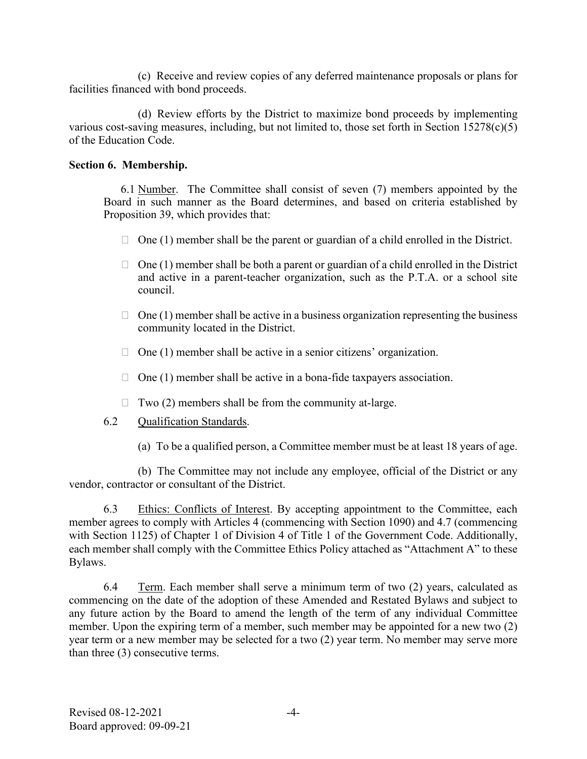(c) Receive and review copies of any deferred maintenance proposals or plans for facilities financed with bond proceeds.

(d) Review efforts by the District to maximize bond proceeds by implementing various cost-saving measures, including, but not limited to, those set forth in Section 15278(c)(5) of the Education Code.

**Section 6. Membership.**

6.1 Number. The Committee shall consist of seven (7) members appointed by the Board in such manner as the Board determines, and based on criteria established by Proposition 39, which provides that:

- One (1) member shall be the parent or guardian of a child enrolled in the District.
- One (1) member shall be both a parent or guardian of a child enrolled in the District and active in a parent-teacher organization, such as the P.T.A. or a school site council.
- One (1) member shall be active in a business organization representing the business community located in the District.
- One (1) member shall be active in a senior citizens' organization.
- One (1) member shall be active in a bona-fide taxpayers association.
- Two (2) members shall be from the community at-large.

6.2 Qualification Standards.

(a) To be a qualified person, a Committee member must be at least 18 years of age.

(b) The Committee may not include any employee, official of the District or any vendor, contractor or consultant of the District.

6.3 Ethics: Conflicts of Interest. By accepting appointment to the Committee, each member agrees to comply with Articles 4 (commencing with Section 1090) and 4.7 (commencing with Section 1125) of Chapter 1 of Division 4 of Title 1 of the Government Code. Additionally, each member shall comply with the Committee Ethics Policy attached as "Attachment A" to these Bylaws.

6.4 Term. Each member shall serve a minimum term of two (2) years, calculated as commencing on the date of the adoption of these Amended and Restated Bylaws and subject to any future action by the Board to amend the length of the term of any individual Committee member. Upon the expiring term of a member, such member may be appointed for a new two (2) year term or a new member may be selected for a two (2) year term. No member may serve more than three (3) consecutive terms.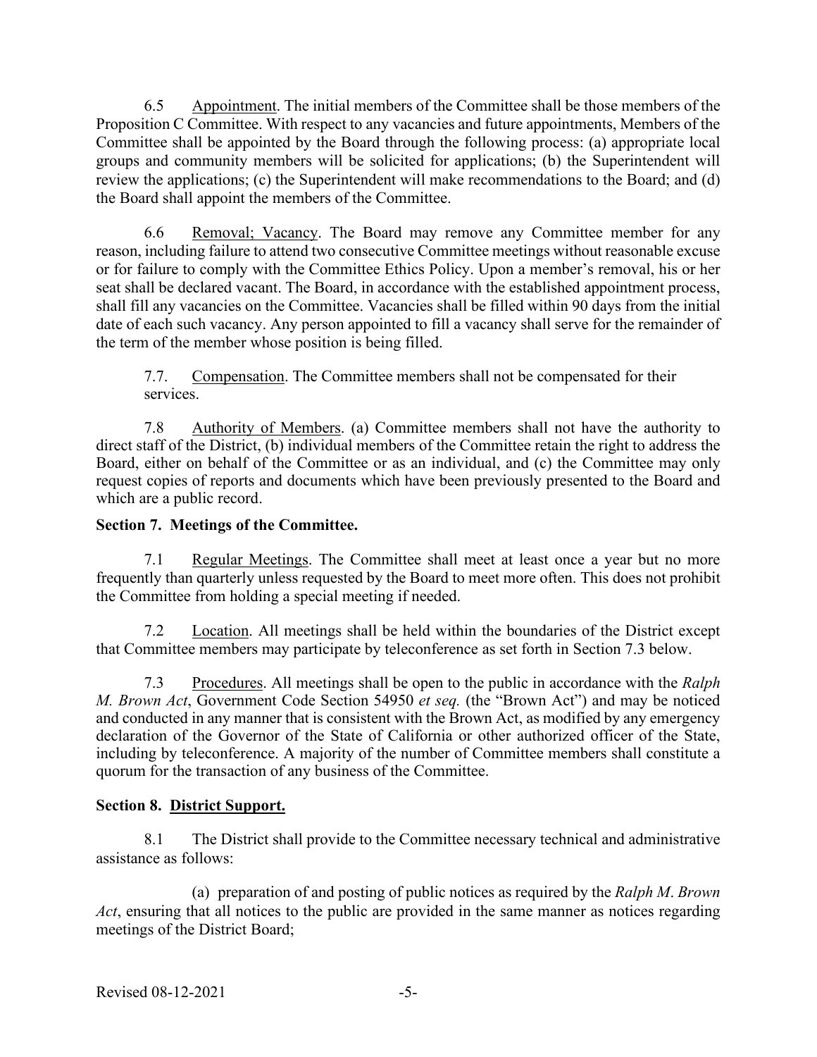6.5 Appointment. The initial members of the Committee shall be those members of the Proposition C Committee. With respect to any vacancies and future appointments, Members of the Committee shall be appointed by the Board through the following process: (a) appropriate local groups and community members will be solicited for applications; (b) the Superintendent will review the applications; (c) the Superintendent will make recommendations to the Board; and (d) the Board shall appoint the members of the Committee.

6.6 Removal; Vacancy. The Board may remove any Committee member for any reason, including failure to attend two consecutive Committee meetings without reasonable excuse or for failure to comply with the Committee Ethics Policy. Upon a member's removal, his or her seat shall be declared vacant. The Board, in accordance with the established appointment process, shall fill any vacancies on the Committee. Vacancies shall be filled within 90 days from the initial date of each such vacancy. Any person appointed to fill a vacancy shall serve for the remainder of the term of the member whose position is being filled.

7.7. Compensation. The Committee members shall not be compensated for their services.

7.8 Authority of Members. (a) Committee members shall not have the authority to direct staff of the District, (b) individual members of the Committee retain the right to address the Board, either on behalf of the Committee or as an individual, and (c) the Committee may only request copies of reports and documents which have been previously presented to the Board and which are a public record.

**Section 7. Meetings of the Committee.**

7.1 Regular Meetings. The Committee shall meet at least once a year but no more frequently than quarterly unless requested by the Board to meet more often. This does not prohibit the Committee from holding a special meeting if needed.

7.2 Location. All meetings shall be held within the boundaries of the District except that Committee members may participate by teleconference as set forth in Section 7.3 below.

7.3 Procedures. All meetings shall be open to the public in accordance with the *Ralph M. Brown Act*, Government Code Section 54950 *et seq.* (the "Brown Act") and may be noticed and conducted in any manner that is consistent with the Brown Act, as modified by any emergency declaration of the Governor of the State of California or other authorized officer of the State, including by teleconference. A majority of the number of Committee members shall constitute a quorum for the transaction of any business of the Committee.

**Section 8. District Support.**

8.1 The District shall provide to the Committee necessary technical and administrative assistance as follows:

(a) preparation of and posting of public notices as required by the *Ralph M. Brown Act*, ensuring that all notices to the public are provided in the same manner as notices regarding meetings of the District Board;

Revised 08-12-2021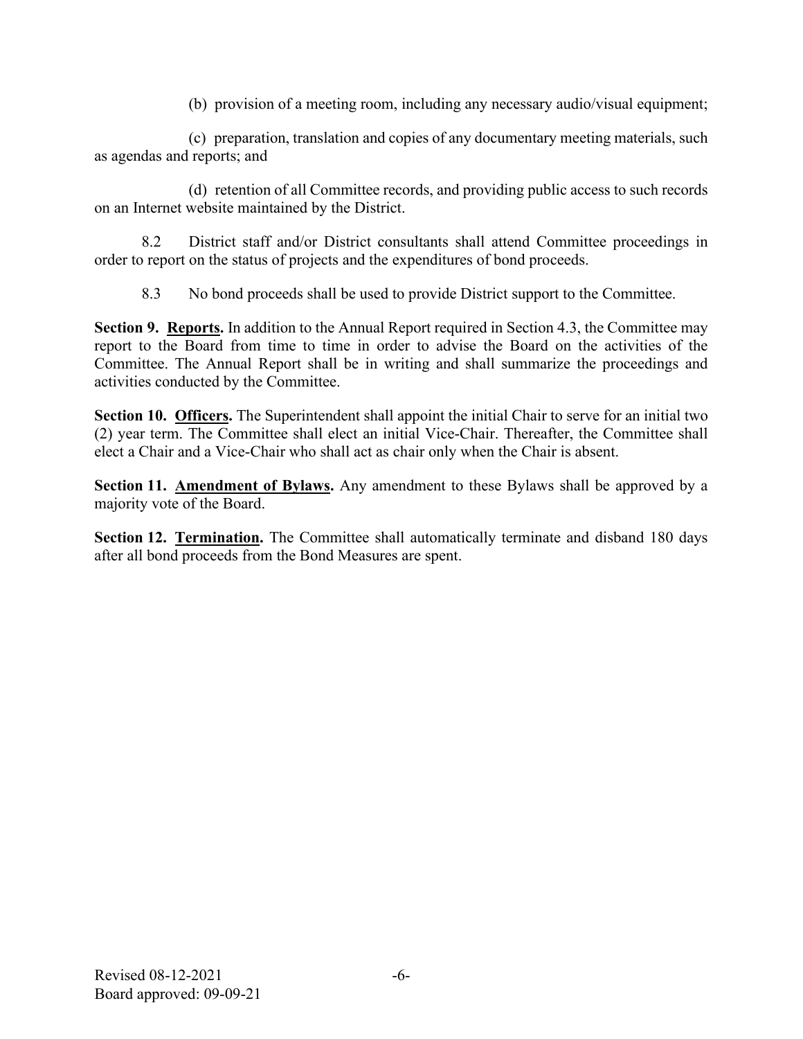(b) provision of a meeting room, including any necessary audio/visual equipment;

(c) preparation, translation and copies of any documentary meeting materials, such as agendas and reports; and

(d) retention of all Committee records, and providing public access to such records on an Internet website maintained by the District.

8.2 District staff and/or District consultants shall attend Committee proceedings in order to report on the status of projects and the expenditures of bond proceeds.

8.3 No bond proceeds shall be used to provide District support to the Committee.

**Section 9. Reports.** In addition to the Annual Report required in Section 4.3, the Committee may report to the Board from time to time in order to advise the Board on the activities of the Committee. The Annual Report shall be in writing and shall summarize the proceedings and activities conducted by the Committee.

**Section 10. Officers.** The Superintendent shall appoint the initial Chair to serve for an initial two (2) year term. The Committee shall elect an initial Vice-Chair. Thereafter, the Committee shall elect a Chair and a Vice-Chair who shall act as chair only when the Chair is absent.

**Section 11. Amendment of Bylaws.** Any amendment to these Bylaws shall be approved by a majority vote of the Board.

**Section 12. Termination.** The Committee shall automatically terminate and disband 180 days after all bond proceeds from the Bond Measures are spent.

Revised 08-12-2021
Board approved: 09-09-21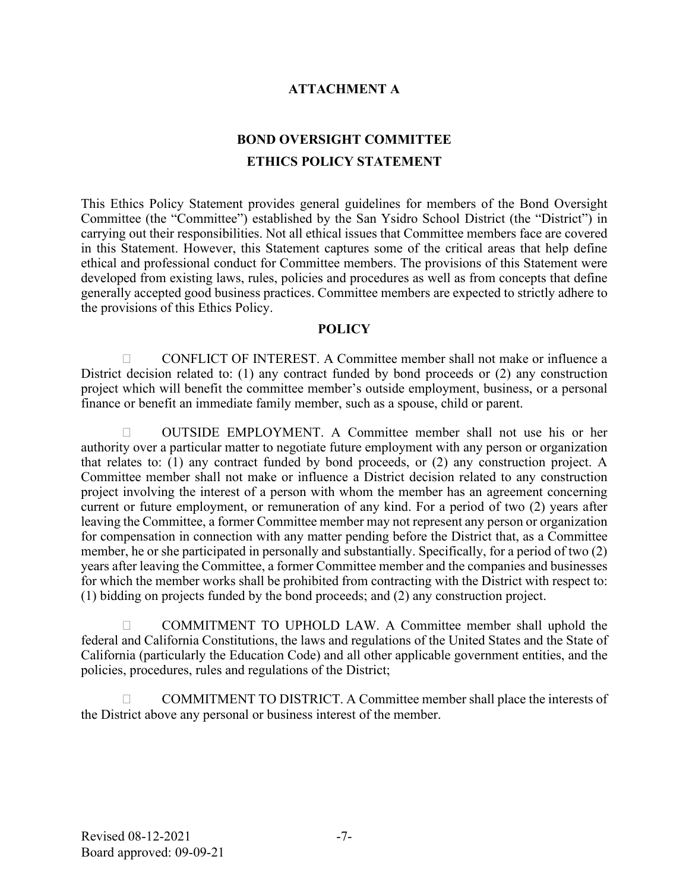## ATTACHMENT A

## BOND OVERSIGHT COMMITTEE
## ETHICS POLICY STATEMENT

This Ethics Policy Statement provides general guidelines for members of the Bond Oversight Committee (the "Committee") established by the San Ysidro School District (the "District") in carrying out their responsibilities. Not all ethical issues that Committee members face are covered in this Statement. However, this Statement captures some of the critical areas that help define ethical and professional conduct for Committee members. The provisions of this Statement were developed from existing laws, rules, policies and procedures as well as from concepts that define generally accepted good business practices. Committee members are expected to strictly adhere to the provisions of this Ethics Policy.

### POLICY

- CONFLICT OF INTEREST. A Committee member shall not make or influence a District decision related to: (1) any contract funded by bond proceeds or (2) any construction project which will benefit the committee member's outside employment, business, or a personal finance or benefit an immediate family member, such as a spouse, child or parent.

- OUTSIDE EMPLOYMENT. A Committee member shall not use his or her authority over a particular matter to negotiate future employment with any person or organization that relates to: (1) any contract funded by bond proceeds, or (2) any construction project. A Committee member shall not make or influence a District decision related to any construction project involving the interest of a person with whom the member has an agreement concerning current or future employment, or remuneration of any kind. For a period of two (2) years after leaving the Committee, a former Committee member may not represent any person or organization for compensation in connection with any matter pending before the District that, as a Committee member, he or she participated in personally and substantially. Specifically, for a period of two (2) years after leaving the Committee, a former Committee member and the companies and businesses for which the member works shall be prohibited from contracting with the District with respect to: (1) bidding on projects funded by the bond proceeds; and (2) any construction project.

- COMMITMENT TO UPHOLD LAW. A Committee member shall uphold the federal and California Constitutions, the laws and regulations of the United States and the State of California (particularly the Education Code) and all other applicable government entities, and the policies, procedures, rules and regulations of the District;

- COMMITMENT TO DISTRICT. A Committee member shall place the interests of the District above any personal or business interest of the member.

Revised 08-12-2021
Board approved: 09-09-21